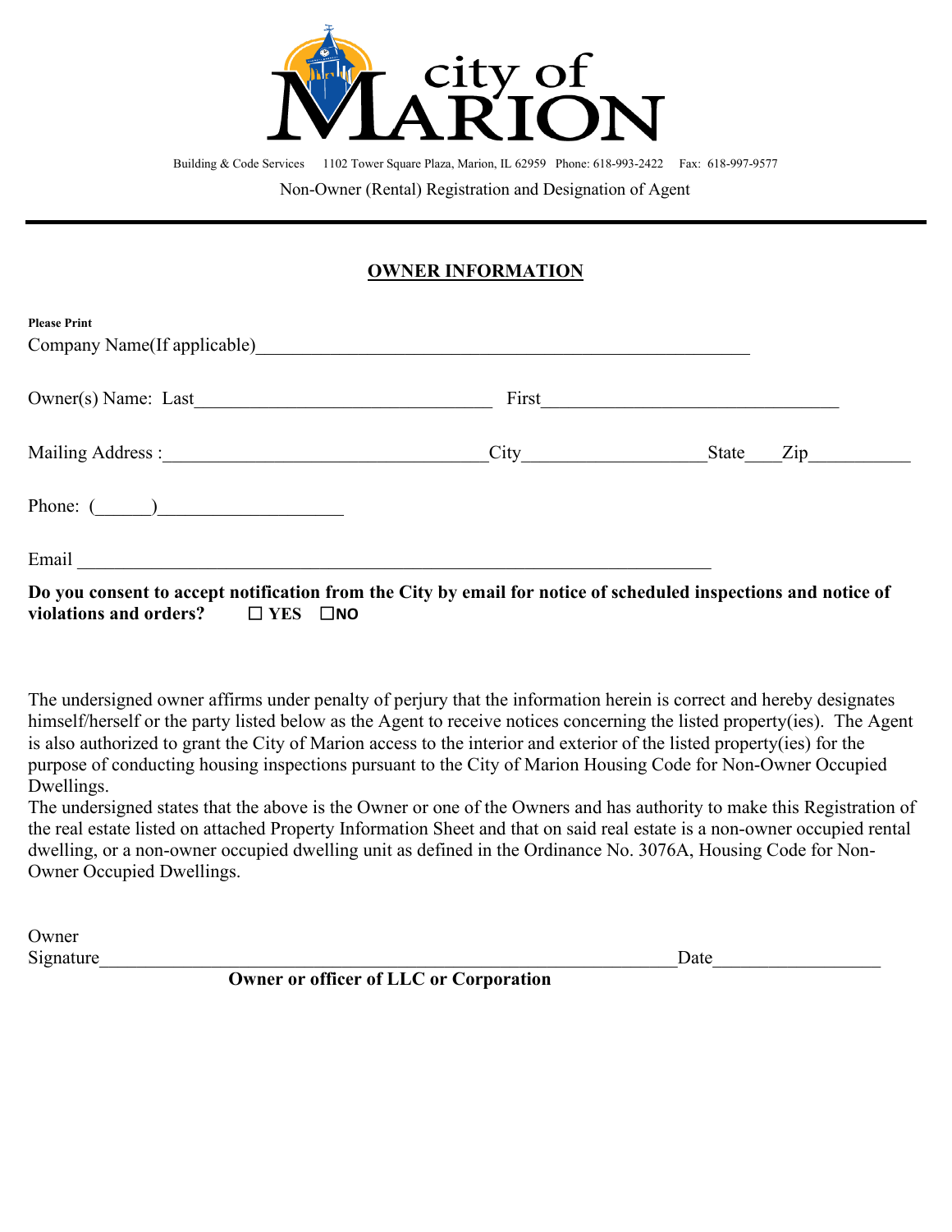city of MARION

Building & Code Services 1102 Tower Square Plaza, Marion, IL 62959 Phone: 618-993-2422 Fax: 618-997-9577

Non-Owner (Rental) Registration and Designation of Agent

---

## OWNER INFORMATION

**Please Print**

Company Name(If applicable)________________________________________________________

Owner(s) Name: Last________________________________ First________________________________

Mailing Address :__________________________________City__________________State____Zip__________

Phone: (______)___________________

Email ______________________________________________________________________

**Do you consent to accept notification from the City by email for notice of scheduled inspections and notice of violations and orders?** ☐ **YES** ☐**NO**

The undersigned owner affirms under penalty of perjury that the information herein is correct and hereby designates himself/herself or the party listed below as the Agent to receive notices concerning the listed property(ies). The Agent is also authorized to grant the City of Marion access to the interior and exterior of the listed property(ies) for the purpose of conducting housing inspections pursuant to the City of Marion Housing Code for Non-Owner Occupied Dwellings.

The undersigned states that the above is the Owner or one of the Owners and has authority to make this Registration of the real estate listed on attached Property Information Sheet and that on said real estate is a non-owner occupied rental dwelling, or a non-owner occupied dwelling unit as defined in the Ordinance No. 3076A, Housing Code for Non-Owner Occupied Dwellings.

Owner Signature_____________________________________________________________Date_________________

**Owner or officer of LLC or Corporation**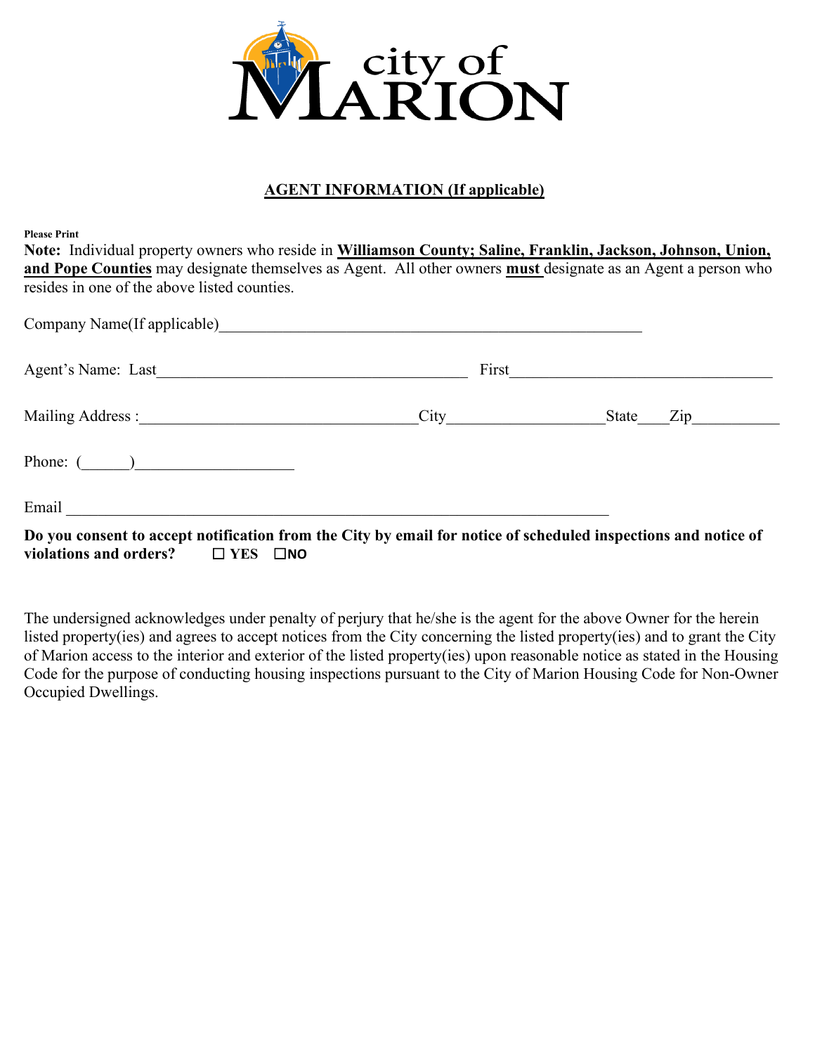city of MARION

## AGENT INFORMATION (If applicable)

**Please Print**

**Note:** Individual property owners who reside in **Williamson County; Saline, Franklin, Jackson, Johnson, Union, and Pope Counties** may designate themselves as Agent. All other owners **must** designate as an Agent a person who resides in one of the above listed counties.

Company Name(If applicable)_______________________________________________________

Agent's Name: Last________________________________________ First__________________________________

Mailing Address :____________________________________City____________________State____Zip___________

Phone: (______)____________________

Email ______________________________________________________________________

**Do you consent to accept notification from the City by email for notice of scheduled inspections and notice of violations and orders?** ☐ **YES** ☐**NO**

The undersigned acknowledges under penalty of perjury that he/she is the agent for the above Owner for the herein listed property(ies) and agrees to accept notices from the City concerning the listed property(ies) and to grant the City of Marion access to the interior and exterior of the listed property(ies) upon reasonable notice as stated in the Housing Code for the purpose of conducting housing inspections pursuant to the City of Marion Housing Code for Non-Owner Occupied Dwellings.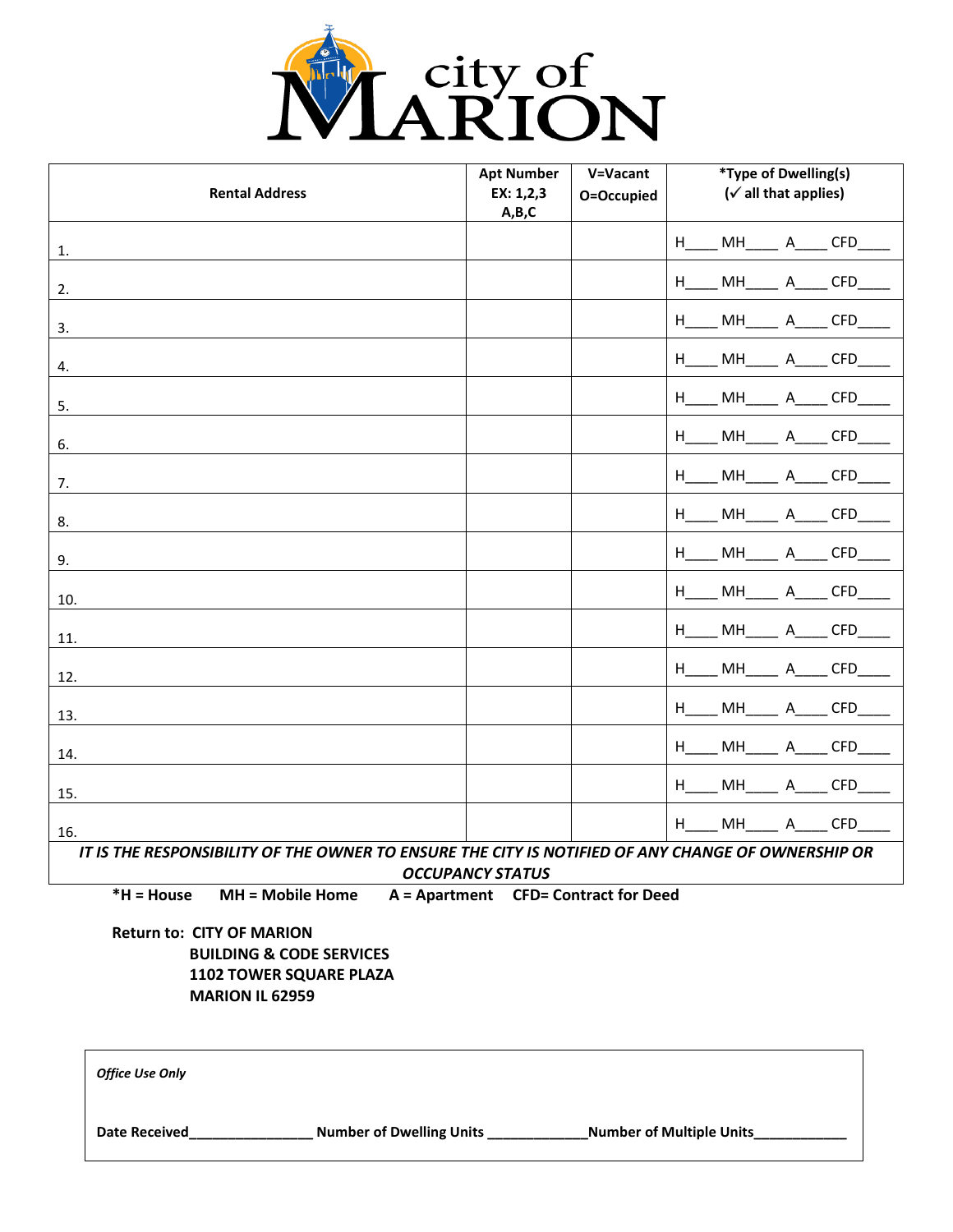# city of MARION

| Rental Address | Apt Number EX: 1,2,3 A,B,C | V=Vacant O=Occupied | *Type of Dwelling(s) (✓ all that applies) |
|---|---|---|---|
| 1. | | | H____ MH____ A____ CFD____ |
| 2. | | | H____ MH____ A____ CFD____ |
| 3. | | | H____ MH____ A____ CFD____ |
| 4. | | | H____ MH____ A____ CFD____ |
| 5. | | | H____ MH____ A____ CFD____ |
| 6. | | | H____ MH____ A____ CFD____ |
| 7. | | | H____ MH____ A____ CFD____ |
| 8. | | | H____ MH____ A____ CFD____ |
| 9. | | | H____ MH____ A____ CFD____ |
| 10. | | | H____ MH____ A____ CFD____ |
| 11. | | | H____ MH____ A____ CFD____ |
| 12. | | | H____ MH____ A____ CFD____ |
| 13. | | | H____ MH____ A____ CFD____ |
| 14. | | | H____ MH____ A____ CFD____ |
| 15. | | | H____ MH____ A____ CFD____ |
| 16. | | | H____ MH____ A____ CFD____ |
| ***IT IS THE RESPONSIBILITY OF THE OWNER TO ENSURE THE CITY IS NOTIFIED OF ANY CHANGE OF OWNERSHIP OR OCCUPANCY STATUS*** | | | |

**\*H = House MH = Mobile Home A = Apartment CFD= Contract for Deed**

**Return to: CITY OF MARION**
**BUILDING & CODE SERVICES**
**1102 TOWER SQUARE PLAZA**
**MARION IL 62959**

***Office Use Only***

**Date Received**_______________ **Number of Dwelling Units** ____________**Number of Multiple Units**___________